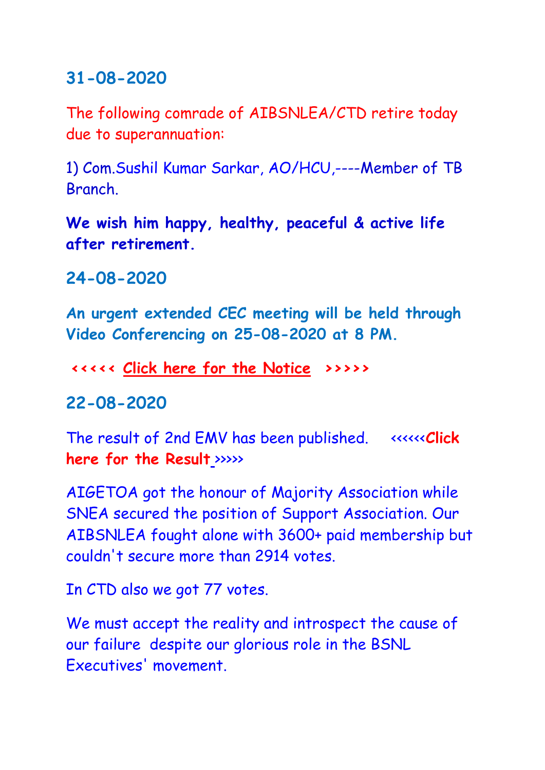## 31-08-2020

The following comrade of AIBSNLEA/CTD retire today due to superannuation:

1) Com.Sushil Kumar Sarkar, AO/HCU,----Member of TB Branch.

**We wish him happy, healthy, peaceful & active life after retirement.**

## 24-08-2020

**An urgent extended CEC meeting will be held through Video Conferencing on 25-08-2020 at 8 PM.**

**<<<<< Click here for the Notice >>>>>**

## 22-08-2020

The result of 2nd EMV has been published. <<<<<<**Click here for the Result** >>>>>

AIGETOA got the honour of Majority Association while SNEA secured the position of Support Association. Our AIBSNLEA fought alone with 3600+ paid membership but couldn't secure more than 2914 votes.

In CTD also we got 77 votes.

We must accept the reality and introspect the cause of our failure despite our glorious role in the BSNL Executives' movement.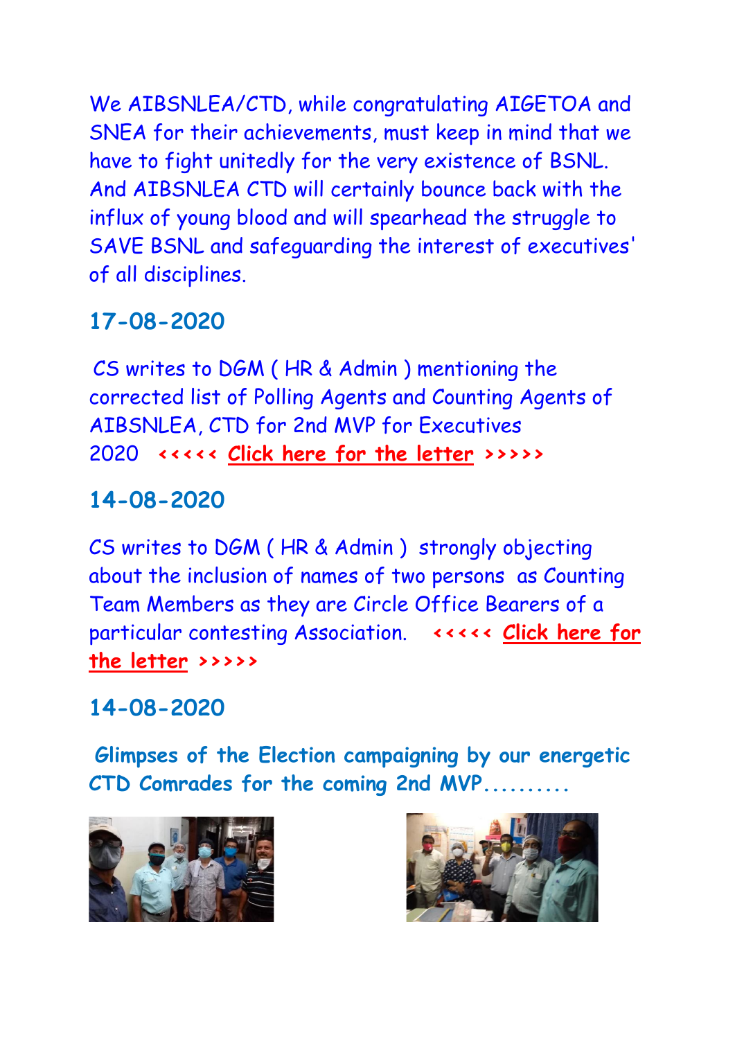We AIBSNLEA/CTD, while congratulating AIGETOA and SNEA for their achievements, must keep in mind that we have to fight unitedly for the very existence of BSNL. And AIBSNLEA CTD will certainly bounce back with the influx of young blood and will spearhead the struggle to SAVE BSNL and safeguarding the interest of executives' of all disciplines.

## 17-08-2020

CS writes to DGM ( HR & Admin ) mentioning the corrected list of Polling Agents and Counting Agents of AIBSNLEA, CTD for 2nd MVP for Executives 2020 **<<<<< Click here for the letter >>>>>**

## 14-08-2020

CS writes to DGM ( HR & Admin ) strongly objecting about the inclusion of names of two persons as Counting Team Members as they are Circle Office Bearers of a particular contesting Association. **<<<<< Click here for the letter >>>>>**

## 14-08-2020

**Glimpses of the Election campaigning by our energetic CTD Comrades for the coming 2nd MVP..........**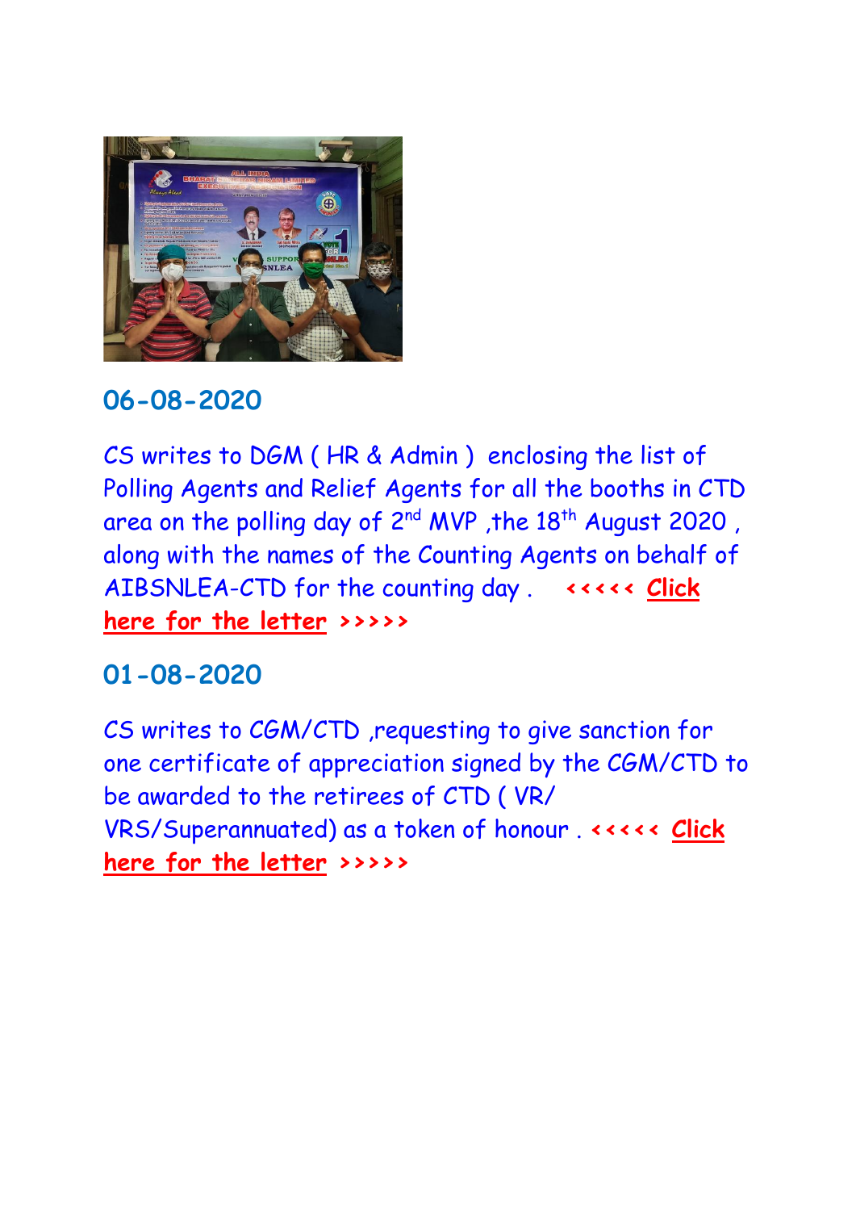## 06-08-2020

CS writes to DGM ( HR & Admin ) enclosing the list of Polling Agents and Relief Agents for all the booths in CTD area on the polling day of 2nd MVP ,the 18th August 2020 , along with the names of the Counting Agents on behalf of AIBSNLEA-CTD for the counting day . <<<<< **Click here for the letter** >>>>>

## 01-08-2020

CS writes to CGM/CTD ,requesting to give sanction for one certificate of appreciation signed by the CGM/CTD to be awarded to the retirees of CTD ( VR/ VRS/Superannuated) as a token of honour . <<<<< **Click here for the letter** >>>>>